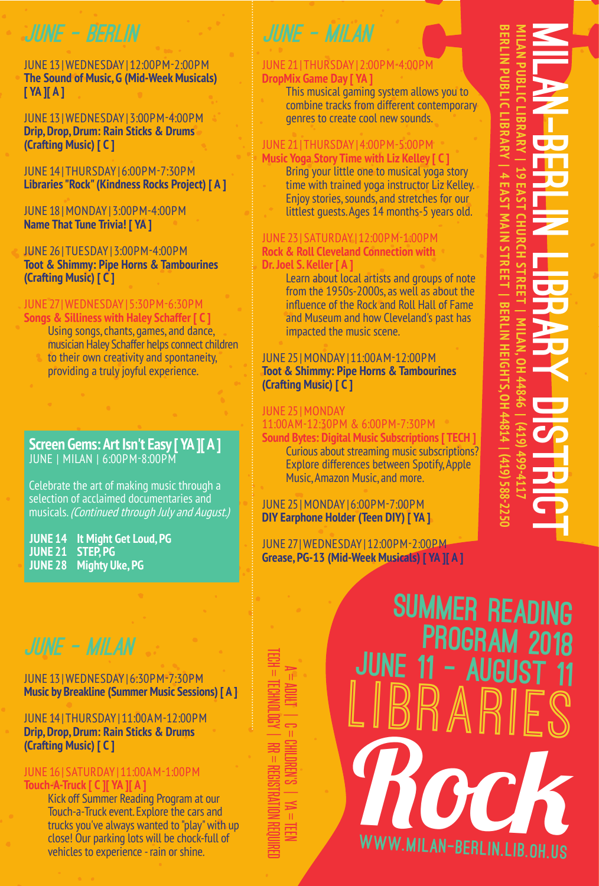# MILAN-BERLIN LIBRARY DISTRICT

MILAN PUBLIC LIBRARY | 19 EAST CHURCH STREET | MILAN, OH 44846 | (419) 499-4117

BERLIN PUBLIC LIBRARY | 4 EAST MAIN STREET | BERLIN HEIGHTS, OH 44814 | (419) 588-2250

## SUMMER READING PROGRAM 2018

## JUNE 11 - AUGUST 11

# LIBRARIES *Rock*

WWW.MILAN-BERLIN.LIB.OH.US

A = ADULT | C = CHILDREN'S | YA = TEEN

TECH = TECHNOLOGY | RR = REGISTRATION REQUIRED

## JUNE - BERLIN

JUNE 13 | WEDNESDAY | 12:00PM-2:00PM
**The Sound of Music, G (Mid-Week Musicals) [ YA ][ A ]**

JUNE 13 | WEDNESDAY | 3:00PM-4:00PM
**Drip, Drop, Drum: Rain Sticks & Drums (Crafting Music) [ C ]**

JUNE 14 | THURSDAY | 6:00PM-7:30PM
**Libraries "Rock" (Kindness Rocks Project) [ A ]**

JUNE 18 | MONDAY | 3:00PM-4:00PM
**Name That Tune Trivia! [ YA ]**

JUNE 26 | TUESDAY | 3:00PM-4:00PM
**Toot & Shimmy: Pipe Horns & Tambourines (Crafting Music) [ C ]**

JUNE 27 | WEDNESDAY | 5:30PM-6:30PM
**Songs & Silliness with Haley Schaffer [ C ]**

Using songs, chants, games, and dance, musician Haley Schaffer helps connect children to their own creativity and spontaneity, providing a truly joyful experience.

### Screen Gems: Art Isn't Easy [ YA ][ A ]

JUNE | MILAN | 6:00PM-8:00PM

Celebrate the art of making music through a selection of acclaimed documentaries and musicals. *(Continued through July and August.)*

**JUNE 14 It Might Get Loud, PG**
**JUNE 21 STEP, PG**
**JUNE 28 Mighty Uke, PG**

## JUNE - MILAN

JUNE 13 | WEDNESDAY | 6:30PM-7:30PM
**Music by Breakline (Summer Music Sessions) [ A ]**

JUNE 14 | THURSDAY | 11:00AM-12:00PM
**Drip, Drop, Drum: Rain Sticks & Drums (Crafting Music) [ C ]**

JUNE 16 | SATURDAY | 11:00AM-1:00PM
**Touch-A-Truck [ C ][ YA ][ A ]**

Kick off Summer Reading Program at our Touch-a-Truck event. Explore the cars and trucks you've always wanted to "play" with up close! Our parking lots will be chock-full of vehicles to experience - rain or shine.

## JUNE - MILAN

JUNE 21 | THURSDAY | 2:00PM-4:00PM
**DropMix Game Day [ YA ]**

This musical gaming system allows you to combine tracks from different contemporary genres to create cool new sounds.

JUNE 21 | THURSDAY | 4:00PM-5:00PM
**Music Yoga Story Time with Liz Kelley [ C ]**

Bring your little one to musical yoga story time with trained yoga instructor Liz Kelley. Enjoy stories, sounds, and stretches for our littlest guests. Ages 14 months-5 years old.

JUNE 23 | SATURDAY | 12:00PM-1:00PM
**Rock & Roll Cleveland Connection with Dr. Joel S. Keller [ A ]**

Learn about local artists and groups of note from the 1950s-2000s, as well as about the influence of the Rock and Roll Hall of Fame and Museum and how Cleveland's past has impacted the music scene.

JUNE 25 | MONDAY | 11:00AM-12:00PM
**Toot & Shimmy: Pipe Horns & Tambourines (Crafting Music) [ C ]**

JUNE 25 | MONDAY
11:00AM-12:30PM & 6:00PM-7:30PM
**Sound Bytes: Digital Music Subscriptions [ TECH ]**

Curious about streaming music subscriptions? Explore differences between Spotify, Apple Music, Amazon Music, and more.

JUNE 25 | MONDAY | 6:00PM-7:00PM
**DIY Earphone Holder (Teen DIY) [ YA ]**

JUNE 27 | WEDNESDAY | 12:00PM-2:00PM
**Grease, PG-13 (Mid-Week Musicals) [ YA ][ A ]**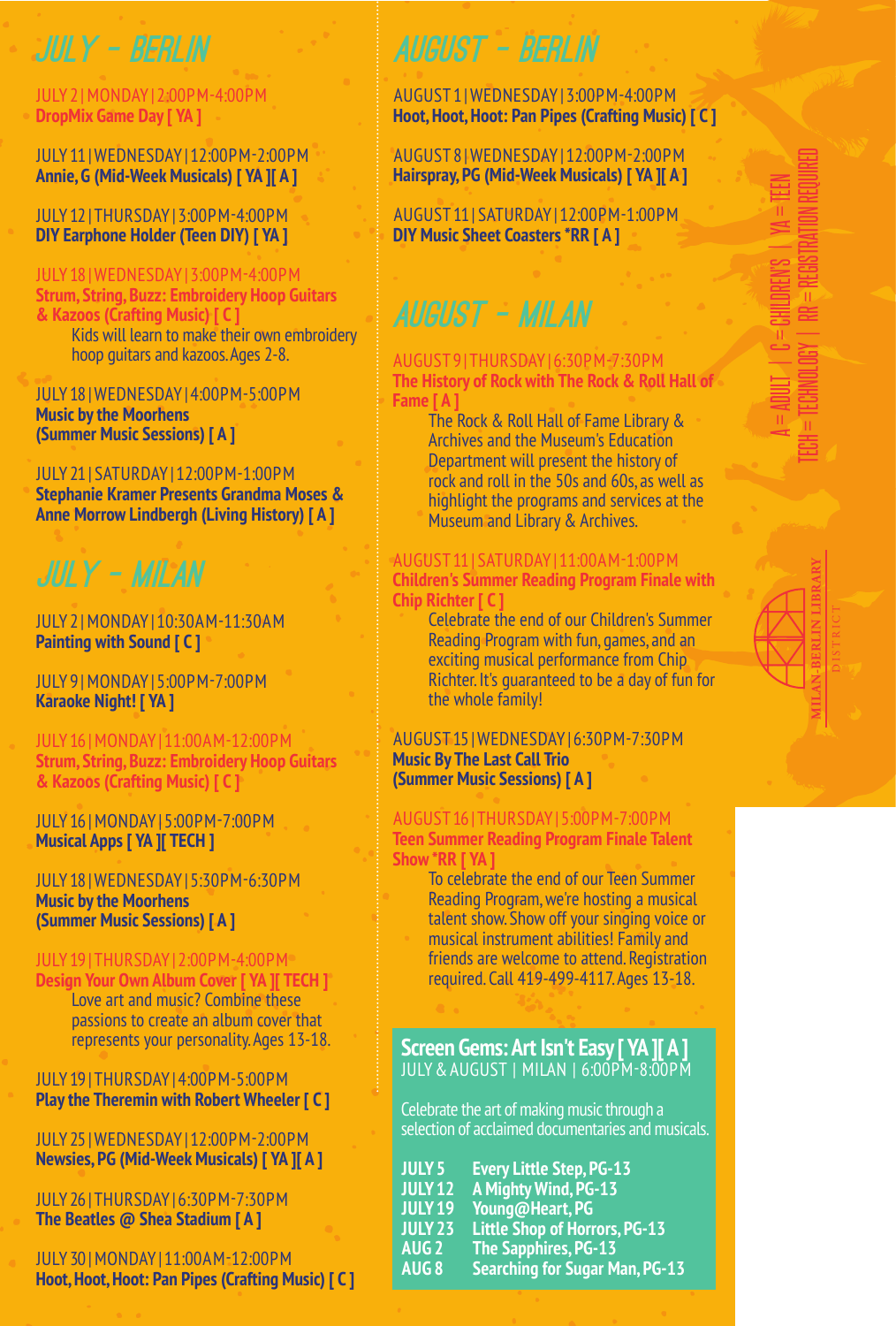# JULY - BERLIN

JULY 2 | MONDAY | 2:00PM-4:00PM
**DropMix Game Day [ YA ]**

JULY 11 | WEDNESDAY | 12:00PM-2:00PM
**Annie, G (Mid-Week Musicals) [ YA ][ A ]**

JULY 12 | THURSDAY | 3:00PM-4:00PM
**DIY Earphone Holder (Teen DIY) [ YA ]**

JULY 18 | WEDNESDAY | 3:00PM-4:00PM
**Strum, String, Buzz: Embroidery Hoop Guitars & Kazoos (Crafting Music) [ C ]**

Kids will learn to make their own embroidery hoop guitars and kazoos. Ages 2-8.

JULY 18 | WEDNESDAY | 4:00PM-5:00PM
**Music by the Moorhens (Summer Music Sessions) [ A ]**

JULY 21 | SATURDAY | 12:00PM-1:00PM
**Stephanie Kramer Presents Grandma Moses & Anne Morrow Lindbergh (Living History) [ A ]**

# JULY - MILAN

JULY 2 | MONDAY | 10:30AM-11:30AM
**Painting with Sound [ C ]**

JULY 9 | MONDAY | 5:00PM-7:00PM
**Karaoke Night! [ YA ]**

JULY 16 | MONDAY | 11:00AM-12:00PM
**Strum, String, Buzz: Embroidery Hoop Guitars & Kazoos (Crafting Music) [ C ]**

JULY 16 | MONDAY | 5:00PM-7:00PM
**Musical Apps [ YA ][ TECH ]**

JULY 18 | WEDNESDAY | 5:30PM-6:30PM
**Music by the Moorhens (Summer Music Sessions) [ A ]**

JULY 19 | THURSDAY | 2:00PM-4:00PM
**Design Your Own Album Cover [ YA ][ TECH ]**

Love art and music? Combine these passions to create an album cover that represents your personality. Ages 13-18.

JULY 19 | THURSDAY | 4:00PM-5:00PM
**Play the Theremin with Robert Wheeler [ C ]**

JULY 25 | WEDNESDAY | 12:00PM-2:00PM
**Newsies, PG (Mid-Week Musicals) [ YA ][ A ]**

JULY 26 | THURSDAY | 6:30PM-7:30PM
**The Beatles @ Shea Stadium [ A ]**

JULY 30 | MONDAY | 11:00AM-12:00PM
**Hoot, Hoot, Hoot: Pan Pipes (Crafting Music) [ C ]**

# AUGUST - BERLIN

AUGUST 1 | WEDNESDAY | 3:00PM-4:00PM
**Hoot, Hoot, Hoot: Pan Pipes (Crafting Music) [ C ]**

AUGUST 8 | WEDNESDAY | 12:00PM-2:00PM
**Hairspray, PG (Mid-Week Musicals) [ YA ][ A ]**

AUGUST 11 | SATURDAY | 12:00PM-1:00PM
**DIY Music Sheet Coasters *RR [ A ]**

# AUGUST - MILAN

AUGUST 9 | THURSDAY | 6:30PM-7:30PM
**The History of Rock with The Rock & Roll Hall of Fame [ A ]**

The Rock & Roll Hall of Fame Library & Archives and the Museum's Education Department will present the history of rock and roll in the 50s and 60s, as well as highlight the programs and services at the Museum and Library & Archives.

AUGUST 11 | SATURDAY | 11:00AM-1:00PM
**Children's Summer Reading Program Finale with Chip Richter [ C ]**

Celebrate the end of our Children's Summer Reading Program with fun, games, and an exciting musical performance from Chip Richter. It's guaranteed to be a day of fun for the whole family!

AUGUST 15 | WEDNESDAY | 6:30PM-7:30PM
**Music By The Last Call Trio (Summer Music Sessions) [ A ]**

AUGUST 16 | THURSDAY | 5:00PM-7:00PM
**Teen Summer Reading Program Finale Talent Show *RR [ YA ]**

To celebrate the end of our Teen Summer Reading Program, we're hosting a musical talent show. Show off your singing voice or musical instrument abilities! Family and friends are welcome to attend. Registration required. Call 419-499-4117. Ages 13-18.

## Screen Gems: Art Isn't Easy [ YA ][ A ]

JULY & AUGUST | MILAN | 6:00PM-8:00PM

Celebrate the art of making music through a selection of acclaimed documentaries and musicals.

| | |
|---|---|
| **JULY 5** | **Every Little Step, PG-13** |
| **JULY 12** | **A Mighty Wind, PG-13** |
| **JULY 19** | **Young@Heart, PG** |
| **JULY 23** | **Little Shop of Horrors, PG-13** |
| **AUG 2** | **The Sapphires, PG-13** |
| **AUG 8** | **Searching for Sugar Man, PG-13** |

A = ADULT | C = CHILDREN'S | YA = TEEN
TECH = TECHNOLOGY | RR = REGISTRATION REQUIRED

MILAN-BERLIN LIBRARY DISTRICT